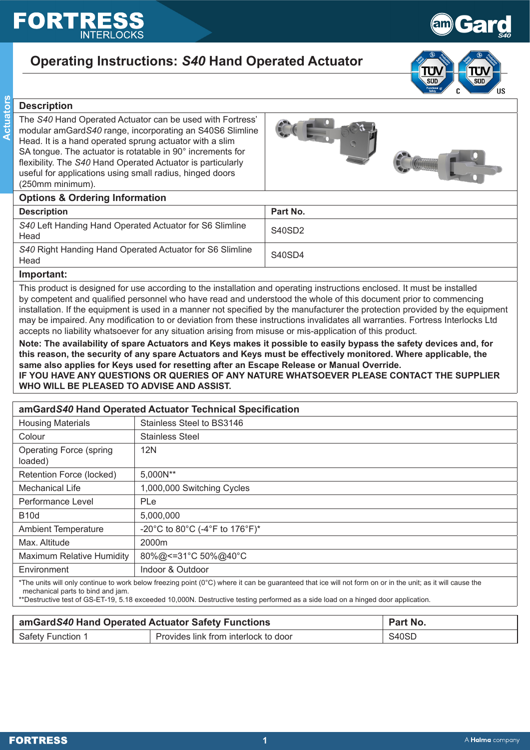# Operating Instructions: *S40* Hand Operated Actuator

## Description

The *S40* Hand Operated Actuator can be used with Fortress' modular amGard*S40* range, incorporating an S40S6 Slimline Head. It is a hand operated sprung actuator with a slim SA tongue. The actuator is rotatable in 90° increments for flexibility. The *S40* Hand Operated Actuator is particularly useful for applications using small radius, hinged doors (250mm minimum).

## Options & Ordering Information

| Description | Part No. |
|---|---|
| *S40* Left Handing Hand Operated Actuator for S6 Slimline Head | S40SD2 |
| *S40* Right Handing Hand Operated Actuator for S6 Slimline Head | S40SD4 |

## Important:

This product is designed for use according to the installation and operating instructions enclosed. It must be installed by competent and qualified personnel who have read and understood the whole of this document prior to commencing installation. If the equipment is used in a manner not specified by the manufacturer the protection provided by the equipment may be impaired. Any modification to or deviation from these instructions invalidates all warranties. Fortress Interlocks Ltd accepts no liability whatsoever for any situation arising from misuse or mis-application of this product.

**Note: The availability of spare Actuators and Keys makes it possible to easily bypass the safety devices and, for this reason, the security of any spare Actuators and Keys must be effectively monitored. Where applicable, the same also applies for Keys used for resetting after an Escape Release or Manual Override.**

**IF YOU HAVE ANY QUESTIONS OR QUERIES OF ANY NATURE WHATSOEVER PLEASE CONTACT THE SUPPLIER WHO WILL BE PLEASED TO ADVISE AND ASSIST.**

## amGard*S40* Hand Operated Actuator Technical Specification

| | |
|---|---|
| Housing Materials | Stainless Steel to BS3146 |
| Colour | Stainless Steel |
| Operating Force (spring loaded) | 12N |
| Retention Force (locked) | 5,000N** |
| Mechanical Life | 1,000,000 Switching Cycles |
| Performance Level | PLe |
| B10d | 5,000,000 |
| Ambient Temperature | -20°C to 80°C (-4°F to 176°F)* |
| Max. Altitude | 2000m |
| Maximum Relative Humidity | 80%@<=31°C 50%@40°C |
| Environment | Indoor & Outdoor |

*The units will only continue to work below freezing point (0°C) where it can be guaranteed that ice will not form on or in the unit; as it will cause the mechanical parts to bind and jam.
**Destructive test of GS-ET-19, 5.18 exceeded 10,000N. Destructive testing performed as a side load on a hinged door application.

| amGard*S40* Hand Operated Actuator Safety Functions | | Part No. |
|---|---|---|
| Safety Function 1 | Provides link from interlock to door | S40SD |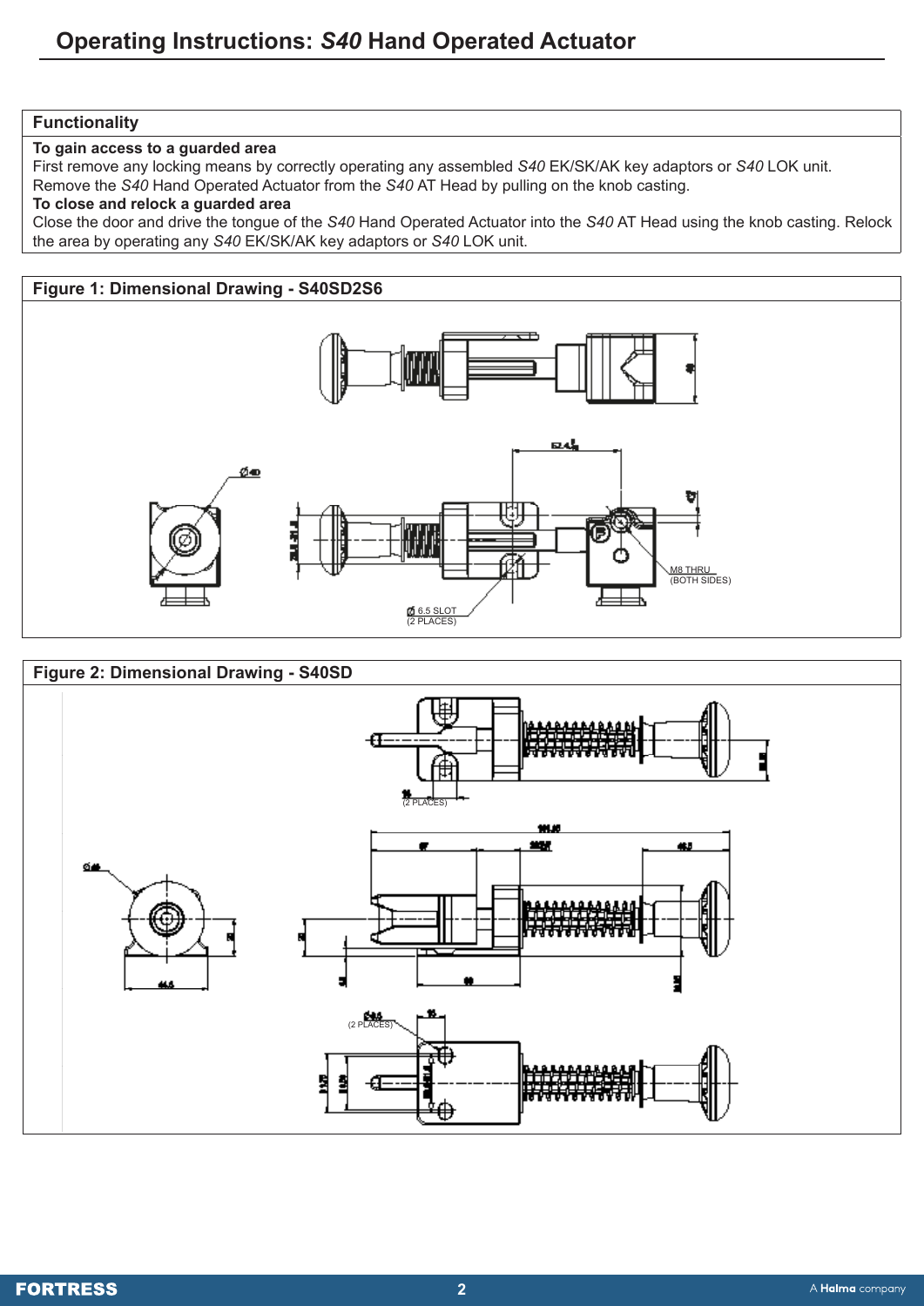# Operating Instructions: *S40* Hand Operated Actuator

## Functionality

**To gain access to a guarded area**

First remove any locking means by correctly operating any assembled *S40* EK/SK/AK key adaptors or *S40* LOK unit. Remove the *S40* Hand Operated Actuator from the *S40* AT Head by pulling on the knob casting.

**To close and relock a guarded area**

Close the door and drive the tongue of the *S40* Hand Operated Actuator into the *S40* AT Head using the knob casting. Relock the area by operating any *S40* EK/SK/AK key adaptors or *S40* LOK unit.

## Figure 1: Dimensional Drawing - S40SD2S6

M8 THRU (BOTH SIDES)

Ø 6.5 SLOT (2 PLACES)

## Figure 2: Dimensional Drawing - S40SD

(2 PLACES)

(2 PLACES)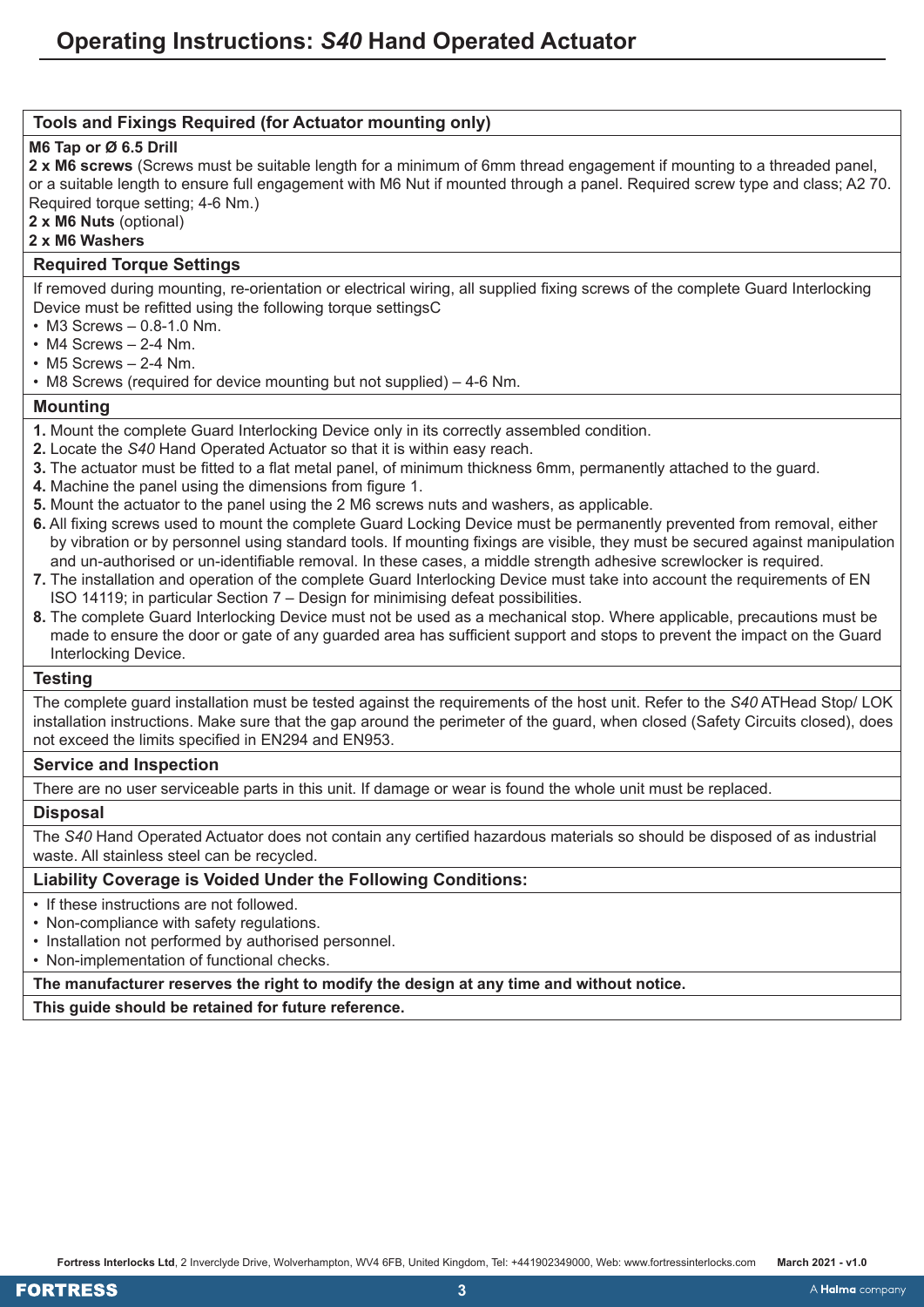# Operating Instructions: *S40* Hand Operated Actuator

## Tools and Fixings Required (for Actuator mounting only)

**M6 Tap or Ø 6.5 Drill**
**2 x M6 screws** (Screws must be suitable length for a minimum of 6mm thread engagement if mounting to a threaded panel, or a suitable length to ensure full engagement with M6 Nut if mounted through a panel. Required screw type and class; A2 70. Required torque setting; 4-6 Nm.)
**2 x M6 Nuts** (optional)
**2 x M6 Washers**

## Required Torque Settings

If removed during mounting, re-orientation or electrical wiring, all supplied fixing screws of the complete Guard Interlocking Device must be refitted using the following torque settingsC

- M3 Screws – 0.8-1.0 Nm.
- M4 Screws – 2-4 Nm.
- M5 Screws – 2-4 Nm.
- M8 Screws (required for device mounting but not supplied) – 4-6 Nm.

## Mounting

1. Mount the complete Guard Interlocking Device only in its correctly assembled condition.
2. Locate the *S40* Hand Operated Actuator so that it is within easy reach.
3. The actuator must be fitted to a flat metal panel, of minimum thickness 6mm, permanently attached to the guard.
4. Machine the panel using the dimensions from figure 1.
5. Mount the actuator to the panel using the 2 M6 screws nuts and washers, as applicable.
6. All fixing screws used to mount the complete Guard Locking Device must be permanently prevented from removal, either by vibration or by personnel using standard tools. If mounting fixings are visible, they must be secured against manipulation and un-authorised or un-identifiable removal. In these cases, a middle strength adhesive screwlocker is required.
7. The installation and operation of the complete Guard Interlocking Device must take into account the requirements of EN ISO 14119; in particular Section 7 – Design for minimising defeat possibilities.
8. The complete Guard Interlocking Device must not be used as a mechanical stop. Where applicable, precautions must be made to ensure the door or gate of any guarded area has sufficient support and stops to prevent the impact on the Guard Interlocking Device.

## Testing

The complete guard installation must be tested against the requirements of the host unit. Refer to the *S40* ATHead Stop/ LOK installation instructions. Make sure that the gap around the perimeter of the guard, when closed (Safety Circuits closed), does not exceed the limits specified in EN294 and EN953.

## Service and Inspection

There are no user serviceable parts in this unit. If damage or wear is found the whole unit must be replaced.

## Disposal

The *S40* Hand Operated Actuator does not contain any certified hazardous materials so should be disposed of as industrial waste. All stainless steel can be recycled.

## Liability Coverage is Voided Under the Following Conditions:

- If these instructions are not followed.
- Non-compliance with safety regulations.
- Installation not performed by authorised personnel.
- Non-implementation of functional checks.

**The manufacturer reserves the right to modify the design at any time and without notice.**

**This guide should be retained for future reference.**

**Fortress Interlocks Ltd**, 2 Inverclyde Drive, Wolverhampton, WV4 6FB, United Kingdom, Tel: +441902349000, Web: www.fortressinterlocks.com **March 2021 - v1.0**